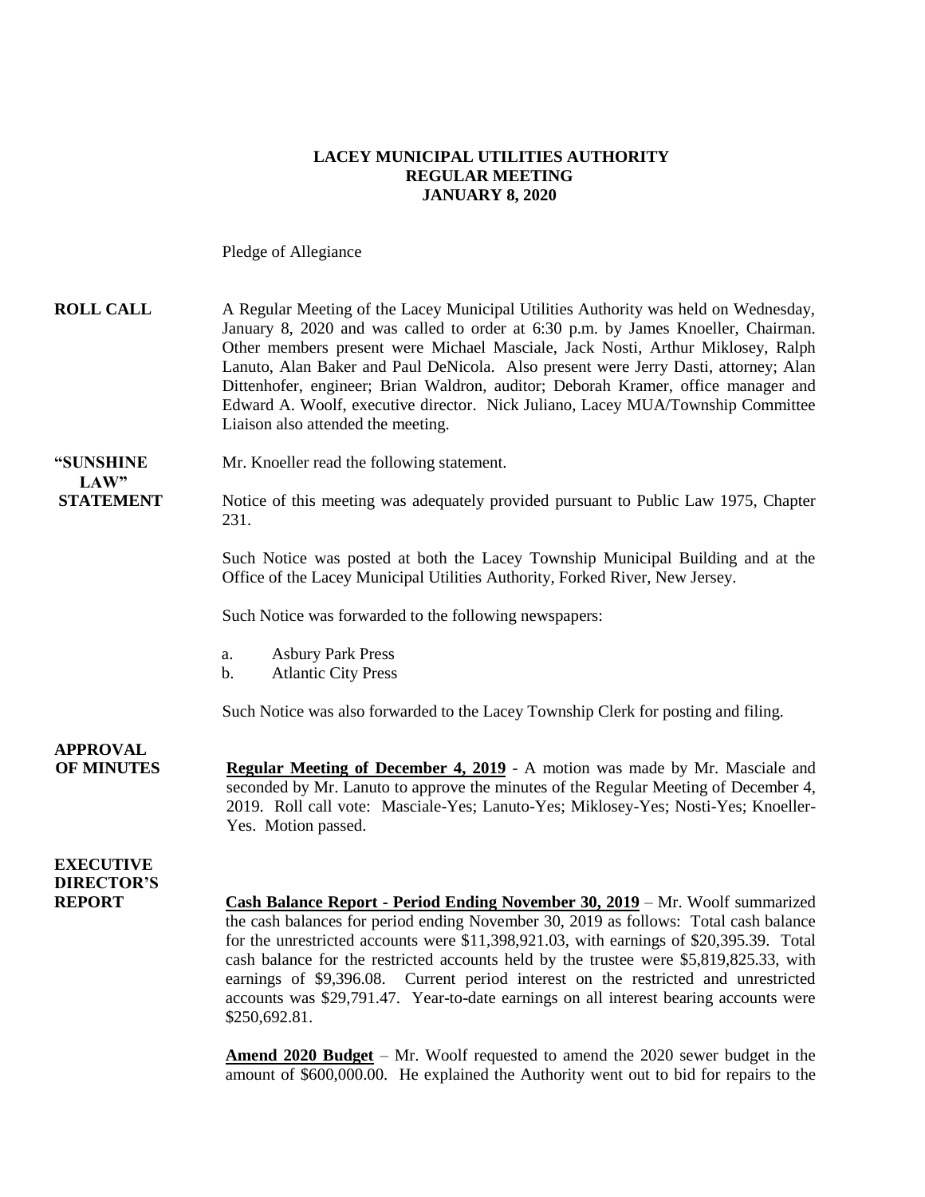**LACEY MUNICIPAL UTILITIES AUTHORITY**
**REGULAR MEETING**
**JANUARY 8, 2020**

Pledge of Allegiance

**ROLL CALL** A Regular Meeting of the Lacey Municipal Utilities Authority was held on Wednesday, January 8, 2020 and was called to order at 6:30 p.m. by James Knoeller, Chairman. Other members present were Michael Masciale, Jack Nosti, Arthur Miklosey, Ralph Lanuto, Alan Baker and Paul DeNicola. Also present were Jerry Dasti, attorney; Alan Dittenhofer, engineer; Brian Waldron, auditor; Deborah Kramer, office manager and Edward A. Woolf, executive director. Nick Juliano, Lacey MUA/Township Committee Liaison also attended the meeting.

**"SUNSHINE LAW" STATEMENT** Mr. Knoeller read the following statement.

Notice of this meeting was adequately provided pursuant to Public Law 1975, Chapter 231.

Such Notice was posted at both the Lacey Township Municipal Building and at the Office of the Lacey Municipal Utilities Authority, Forked River, New Jersey.

Such Notice was forwarded to the following newspapers:

a. Asbury Park Press
b. Atlantic City Press

Such Notice was also forwarded to the Lacey Township Clerk for posting and filing.

**APPROVAL OF MINUTES** **Regular Meeting of December 4, 2019** - A motion was made by Mr. Masciale and seconded by Mr. Lanuto to approve the minutes of the Regular Meeting of December 4, 2019. Roll call vote: Masciale-Yes; Lanuto-Yes; Miklosey-Yes; Nosti-Yes; Knoeller-Yes. Motion passed.

**EXECUTIVE DIRECTOR'S REPORT** **Cash Balance Report - Period Ending November 30, 2019** – Mr. Woolf summarized the cash balances for period ending November 30, 2019 as follows: Total cash balance for the unrestricted accounts were $11,398,921.03, with earnings of $20,395.39. Total cash balance for the restricted accounts held by the trustee were $5,819,825.33, with earnings of $9,396.08. Current period interest on the restricted and unrestricted accounts was $29,791.47. Year-to-date earnings on all interest bearing accounts were $250,692.81.

**Amend 2020 Budget** – Mr. Woolf requested to amend the 2020 sewer budget in the amount of $600,000.00. He explained the Authority went out to bid for repairs to the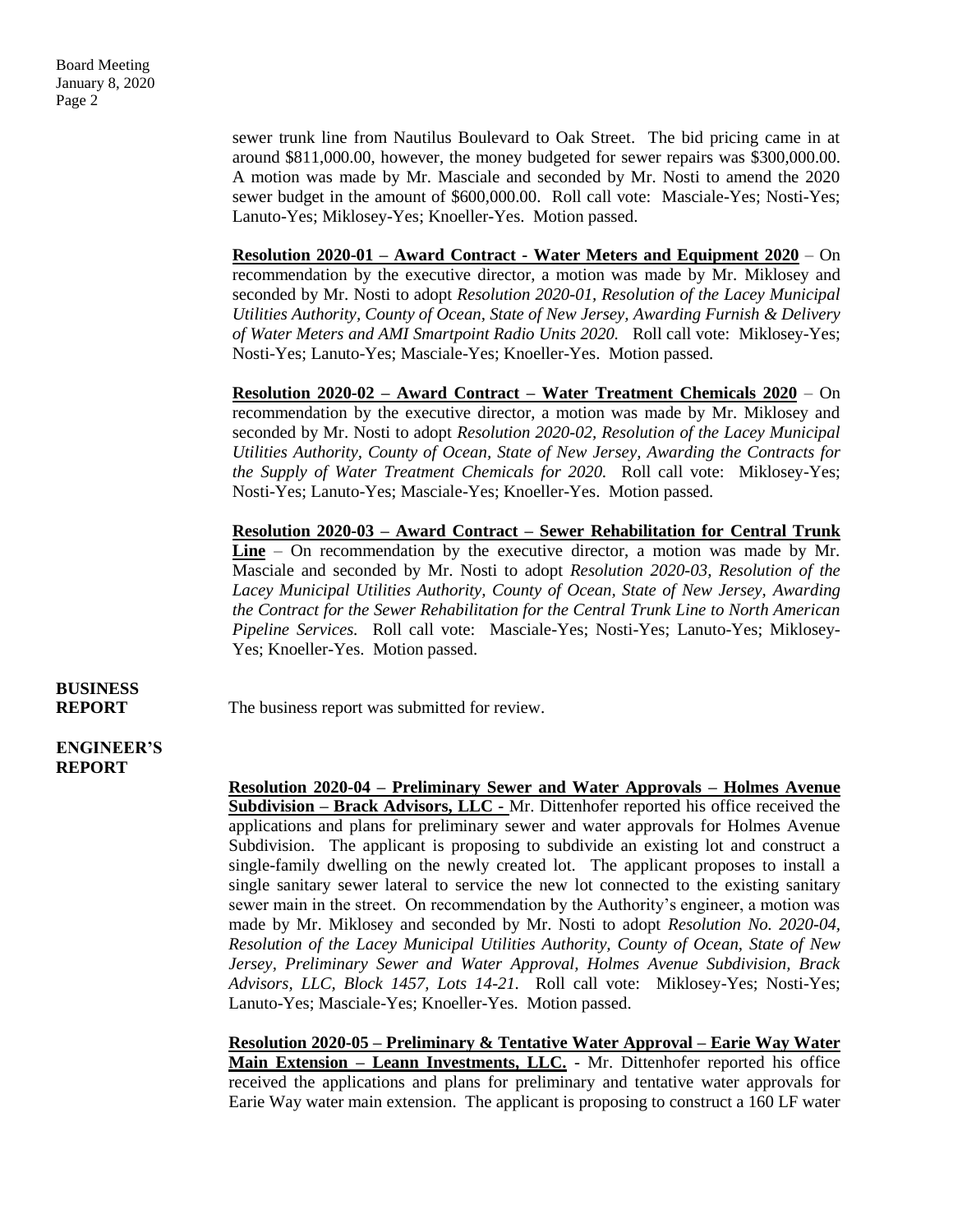sewer trunk line from Nautilus Boulevard to Oak Street. The bid pricing came in at around $811,000.00, however, the money budgeted for sewer repairs was $300,000.00. A motion was made by Mr. Masciale and seconded by Mr. Nosti to amend the 2020 sewer budget in the amount of $600,000.00. Roll call vote: Masciale-Yes; Nosti-Yes; Lanuto-Yes; Miklosey-Yes; Knoeller-Yes. Motion passed.

**Resolution 2020-01 – Award Contract - Water Meters and Equipment 2020** – On recommendation by the executive director, a motion was made by Mr. Miklosey and seconded by Mr. Nosti to adopt *Resolution 2020-01, Resolution of the Lacey Municipal Utilities Authority, County of Ocean, State of New Jersey, Awarding Furnish & Delivery of Water Meters and AMI Smartpoint Radio Units 2020.* Roll call vote: Miklosey-Yes; Nosti-Yes; Lanuto-Yes; Masciale-Yes; Knoeller-Yes. Motion passed.

**Resolution 2020-02 – Award Contract – Water Treatment Chemicals 2020** – On recommendation by the executive director, a motion was made by Mr. Miklosey and seconded by Mr. Nosti to adopt *Resolution 2020-02, Resolution of the Lacey Municipal Utilities Authority, County of Ocean, State of New Jersey, Awarding the Contracts for the Supply of Water Treatment Chemicals for 2020.* Roll call vote: Miklosey-Yes; Nosti-Yes; Lanuto-Yes; Masciale-Yes; Knoeller-Yes. Motion passed.

**Resolution 2020-03 – Award Contract – Sewer Rehabilitation for Central Trunk Line** – On recommendation by the executive director, a motion was made by Mr. Masciale and seconded by Mr. Nosti to adopt *Resolution 2020-03, Resolution of the Lacey Municipal Utilities Authority, County of Ocean, State of New Jersey, Awarding the Contract for the Sewer Rehabilitation for the Central Trunk Line to North American Pipeline Services.* Roll call vote: Masciale-Yes; Nosti-Yes; Lanuto-Yes; Miklosey-Yes; Knoeller-Yes. Motion passed.

**BUSINESS REPORT**

The business report was submitted for review.

**ENGINEER'S REPORT**

**Resolution 2020-04 – Preliminary Sewer and Water Approvals – Holmes Avenue Subdivision – Brack Advisors, LLC -** Mr. Dittenhofer reported his office received the applications and plans for preliminary sewer and water approvals for Holmes Avenue Subdivision. The applicant is proposing to subdivide an existing lot and construct a single-family dwelling on the newly created lot. The applicant proposes to install a single sanitary sewer lateral to service the new lot connected to the existing sanitary sewer main in the street. On recommendation by the Authority's engineer, a motion was made by Mr. Miklosey and seconded by Mr. Nosti to adopt *Resolution No. 2020-04, Resolution of the Lacey Municipal Utilities Authority, County of Ocean, State of New Jersey, Preliminary Sewer and Water Approval, Holmes Avenue Subdivision, Brack Advisors, LLC, Block 1457, Lots 14-21.* Roll call vote: Miklosey-Yes; Nosti-Yes; Lanuto-Yes; Masciale-Yes; Knoeller-Yes. Motion passed.

**Resolution 2020-05 – Preliminary & Tentative Water Approval – Earie Way Water Main Extension – Leann Investments, LLC.** - Mr. Dittenhofer reported his office received the applications and plans for preliminary and tentative water approvals for Earie Way water main extension. The applicant is proposing to construct a 160 LF water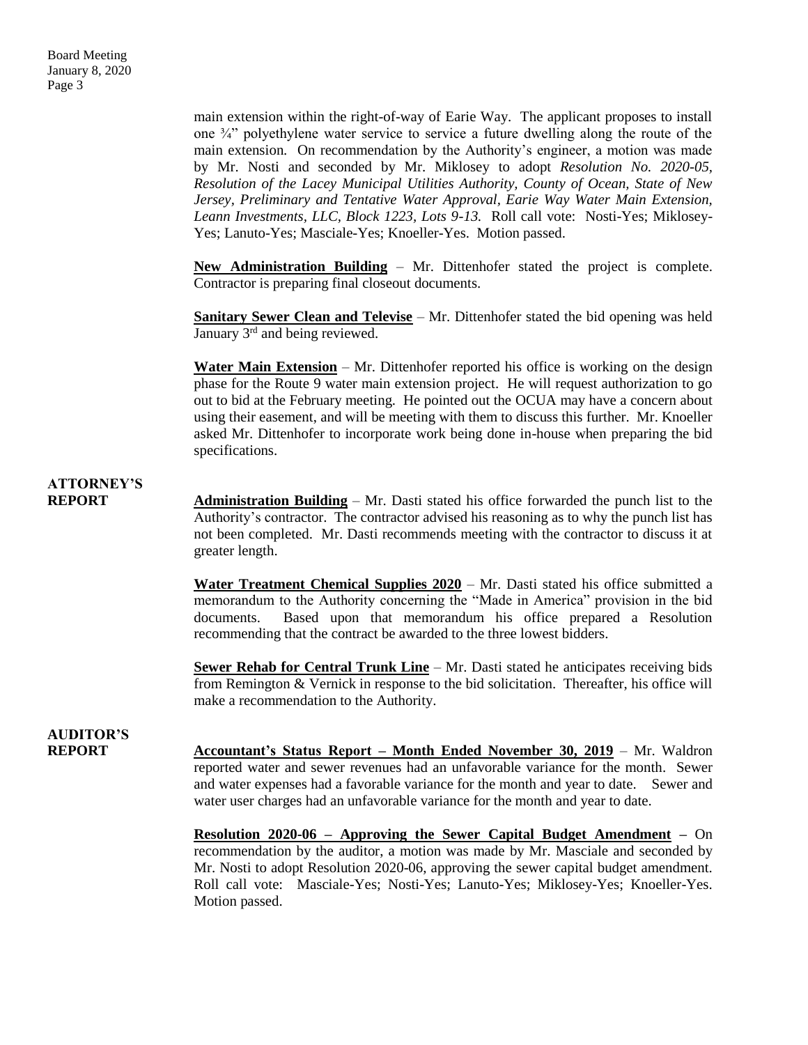main extension within the right-of-way of Earie Way. The applicant proposes to install one ¾" polyethylene water service to service a future dwelling along the route of the main extension. On recommendation by the Authority's engineer, a motion was made by Mr. Nosti and seconded by Mr. Miklosey to adopt *Resolution No. 2020-05, Resolution of the Lacey Municipal Utilities Authority, County of Ocean, State of New Jersey, Preliminary and Tentative Water Approval, Earie Way Water Main Extension, Leann Investments, LLC, Block 1223, Lots 9-13.* Roll call vote: Nosti-Yes; Miklosey-Yes; Lanuto-Yes; Masciale-Yes; Knoeller-Yes. Motion passed.

**New Administration Building** – Mr. Dittenhofer stated the project is complete. Contractor is preparing final closeout documents.

**Sanitary Sewer Clean and Televise** – Mr. Dittenhofer stated the bid opening was held January 3rd and being reviewed.

**Water Main Extension** – Mr. Dittenhofer reported his office is working on the design phase for the Route 9 water main extension project. He will request authorization to go out to bid at the February meeting. He pointed out the OCUA may have a concern about using their easement, and will be meeting with them to discuss this further. Mr. Knoeller asked Mr. Dittenhofer to incorporate work being done in-house when preparing the bid specifications.

**ATTORNEY'S REPORT**

**Administration Building** – Mr. Dasti stated his office forwarded the punch list to the Authority's contractor. The contractor advised his reasoning as to why the punch list has not been completed. Mr. Dasti recommends meeting with the contractor to discuss it at greater length.

**Water Treatment Chemical Supplies 2020** – Mr. Dasti stated his office submitted a memorandum to the Authority concerning the "Made in America" provision in the bid documents. Based upon that memorandum his office prepared a Resolution recommending that the contract be awarded to the three lowest bidders.

**Sewer Rehab for Central Trunk Line** – Mr. Dasti stated he anticipates receiving bids from Remington & Vernick in response to the bid solicitation. Thereafter, his office will make a recommendation to the Authority.

**AUDITOR'S REPORT**

**Accountant's Status Report – Month Ended November 30, 2019** – Mr. Waldron reported water and sewer revenues had an unfavorable variance for the month. Sewer and water expenses had a favorable variance for the month and year to date. Sewer and water user charges had an unfavorable variance for the month and year to date.

**Resolution 2020-06 – Approving the Sewer Capital Budget Amendment** – On recommendation by the auditor, a motion was made by Mr. Masciale and seconded by Mr. Nosti to adopt Resolution 2020-06, approving the sewer capital budget amendment. Roll call vote: Masciale-Yes; Nosti-Yes; Lanuto-Yes; Miklosey-Yes; Knoeller-Yes. Motion passed.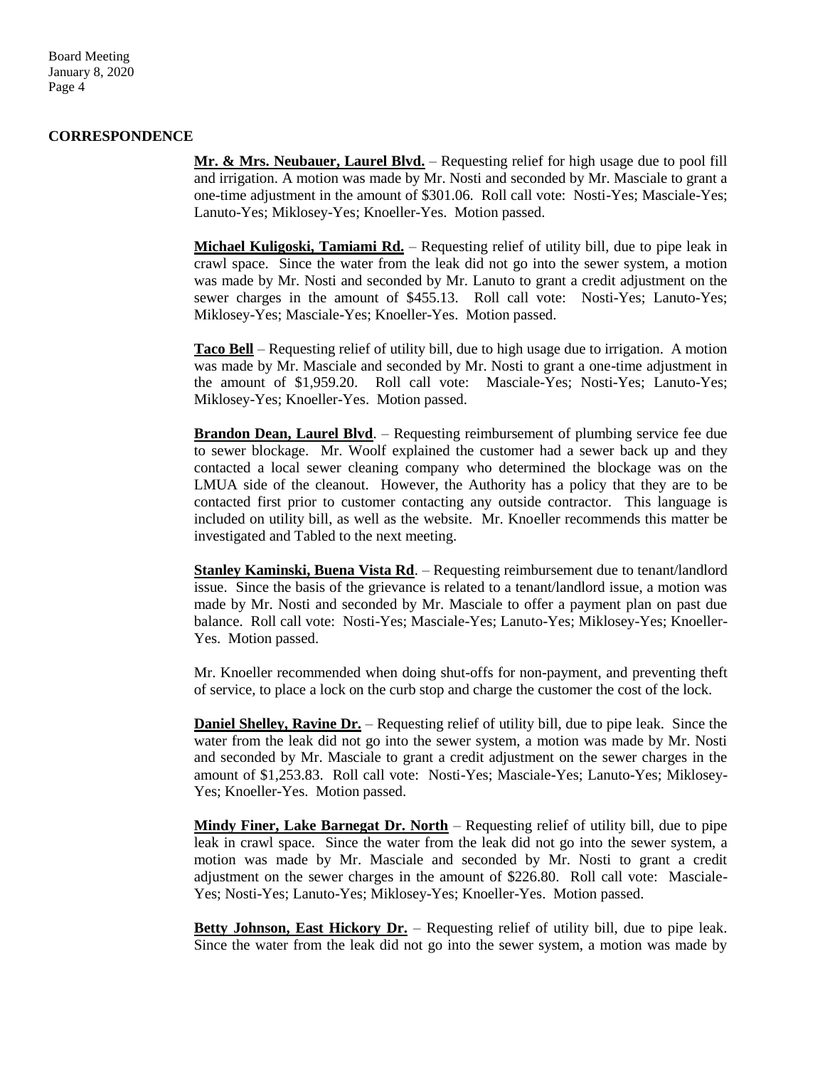## CORRESPONDENCE

**Mr. & Mrs. Neubauer, Laurel Blvd.** – Requesting relief for high usage due to pool fill and irrigation. A motion was made by Mr. Nosti and seconded by Mr. Masciale to grant a one-time adjustment in the amount of $301.06. Roll call vote: Nosti-Yes; Masciale-Yes; Lanuto-Yes; Miklosey-Yes; Knoeller-Yes. Motion passed.

**Michael Kuligoski, Tamiami Rd.** – Requesting relief of utility bill, due to pipe leak in crawl space. Since the water from the leak did not go into the sewer system, a motion was made by Mr. Nosti and seconded by Mr. Lanuto to grant a credit adjustment on the sewer charges in the amount of $455.13. Roll call vote: Nosti-Yes; Lanuto-Yes; Miklosey-Yes; Masciale-Yes; Knoeller-Yes. Motion passed.

**Taco Bell** – Requesting relief of utility bill, due to high usage due to irrigation. A motion was made by Mr. Masciale and seconded by Mr. Nosti to grant a one-time adjustment in the amount of $1,959.20. Roll call vote: Masciale-Yes; Nosti-Yes; Lanuto-Yes; Miklosey-Yes; Knoeller-Yes. Motion passed.

**Brandon Dean, Laurel Blvd**. – Requesting reimbursement of plumbing service fee due to sewer blockage. Mr. Woolf explained the customer had a sewer back up and they contacted a local sewer cleaning company who determined the blockage was on the LMUA side of the cleanout. However, the Authority has a policy that they are to be contacted first prior to customer contacting any outside contractor. This language is included on utility bill, as well as the website. Mr. Knoeller recommends this matter be investigated and Tabled to the next meeting.

**Stanley Kaminski, Buena Vista Rd**. – Requesting reimbursement due to tenant/landlord issue. Since the basis of the grievance is related to a tenant/landlord issue, a motion was made by Mr. Nosti and seconded by Mr. Masciale to offer a payment plan on past due balance. Roll call vote: Nosti-Yes; Masciale-Yes; Lanuto-Yes; Miklosey-Yes; Knoeller-Yes. Motion passed.

Mr. Knoeller recommended when doing shut-offs for non-payment, and preventing theft of service, to place a lock on the curb stop and charge the customer the cost of the lock.

**Daniel Shelley, Ravine Dr.** – Requesting relief of utility bill, due to pipe leak. Since the water from the leak did not go into the sewer system, a motion was made by Mr. Nosti and seconded by Mr. Masciale to grant a credit adjustment on the sewer charges in the amount of $1,253.83. Roll call vote: Nosti-Yes; Masciale-Yes; Lanuto-Yes; Miklosey-Yes; Knoeller-Yes. Motion passed.

**Mindy Finer, Lake Barnegat Dr. North** – Requesting relief of utility bill, due to pipe leak in crawl space. Since the water from the leak did not go into the sewer system, a motion was made by Mr. Masciale and seconded by Mr. Nosti to grant a credit adjustment on the sewer charges in the amount of $226.80. Roll call vote: Masciale-Yes; Nosti-Yes; Lanuto-Yes; Miklosey-Yes; Knoeller-Yes. Motion passed.

**Betty Johnson, East Hickory Dr.** – Requesting relief of utility bill, due to pipe leak. Since the water from the leak did not go into the sewer system, a motion was made by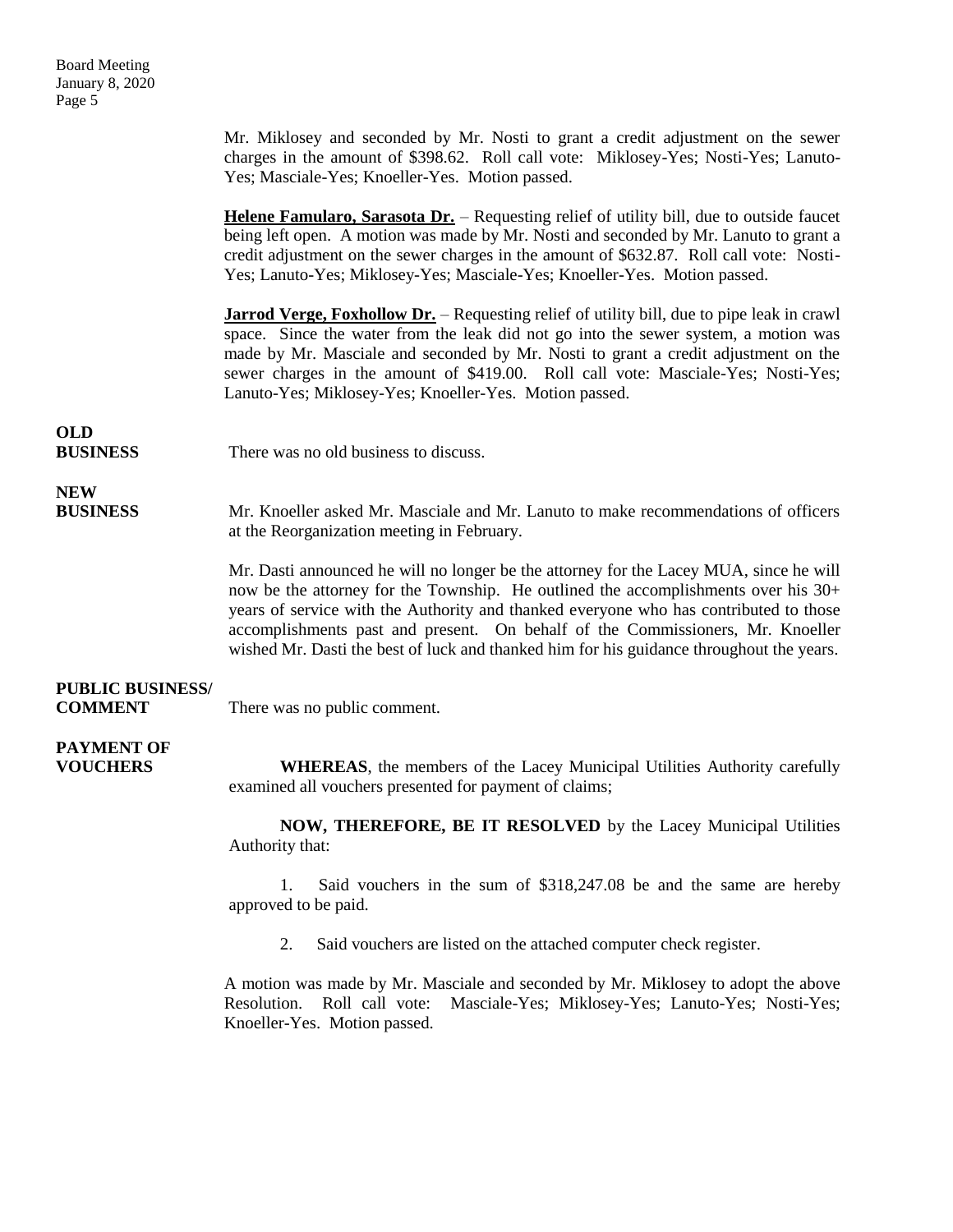Mr. Miklosey and seconded by Mr. Nosti to grant a credit adjustment on the sewer charges in the amount of $398.62. Roll call vote: Miklosey-Yes; Nosti-Yes; Lanuto-Yes; Masciale-Yes; Knoeller-Yes. Motion passed.

**Helene Famularo, Sarasota Dr.** – Requesting relief of utility bill, due to outside faucet being left open. A motion was made by Mr. Nosti and seconded by Mr. Lanuto to grant a credit adjustment on the sewer charges in the amount of $632.87. Roll call vote: Nosti-Yes; Lanuto-Yes; Miklosey-Yes; Masciale-Yes; Knoeller-Yes. Motion passed.

**Jarrod Verge, Foxhollow Dr.** – Requesting relief of utility bill, due to pipe leak in crawl space. Since the water from the leak did not go into the sewer system, a motion was made by Mr. Masciale and seconded by Mr. Nosti to grant a credit adjustment on the sewer charges in the amount of $419.00. Roll call vote: Masciale-Yes; Nosti-Yes; Lanuto-Yes; Miklosey-Yes; Knoeller-Yes. Motion passed.

**OLD BUSINESS**

There was no old business to discuss.

**NEW BUSINESS**

Mr. Knoeller asked Mr. Masciale and Mr. Lanuto to make recommendations of officers at the Reorganization meeting in February.

Mr. Dasti announced he will no longer be the attorney for the Lacey MUA, since he will now be the attorney for the Township. He outlined the accomplishments over his 30+ years of service with the Authority and thanked everyone who has contributed to those accomplishments past and present. On behalf of the Commissioners, Mr. Knoeller wished Mr. Dasti the best of luck and thanked him for his guidance throughout the years.

**PUBLIC BUSINESS/ COMMENT**

There was no public comment.

**PAYMENT OF VOUCHERS**

**WHEREAS**, the members of the Lacey Municipal Utilities Authority carefully examined all vouchers presented for payment of claims;

**NOW, THEREFORE, BE IT RESOLVED** by the Lacey Municipal Utilities Authority that:

1. Said vouchers in the sum of $318,247.08 be and the same are hereby approved to be paid.

2. Said vouchers are listed on the attached computer check register.

A motion was made by Mr. Masciale and seconded by Mr. Miklosey to adopt the above Resolution. Roll call vote: Masciale-Yes; Miklosey-Yes; Lanuto-Yes; Nosti-Yes; Knoeller-Yes. Motion passed.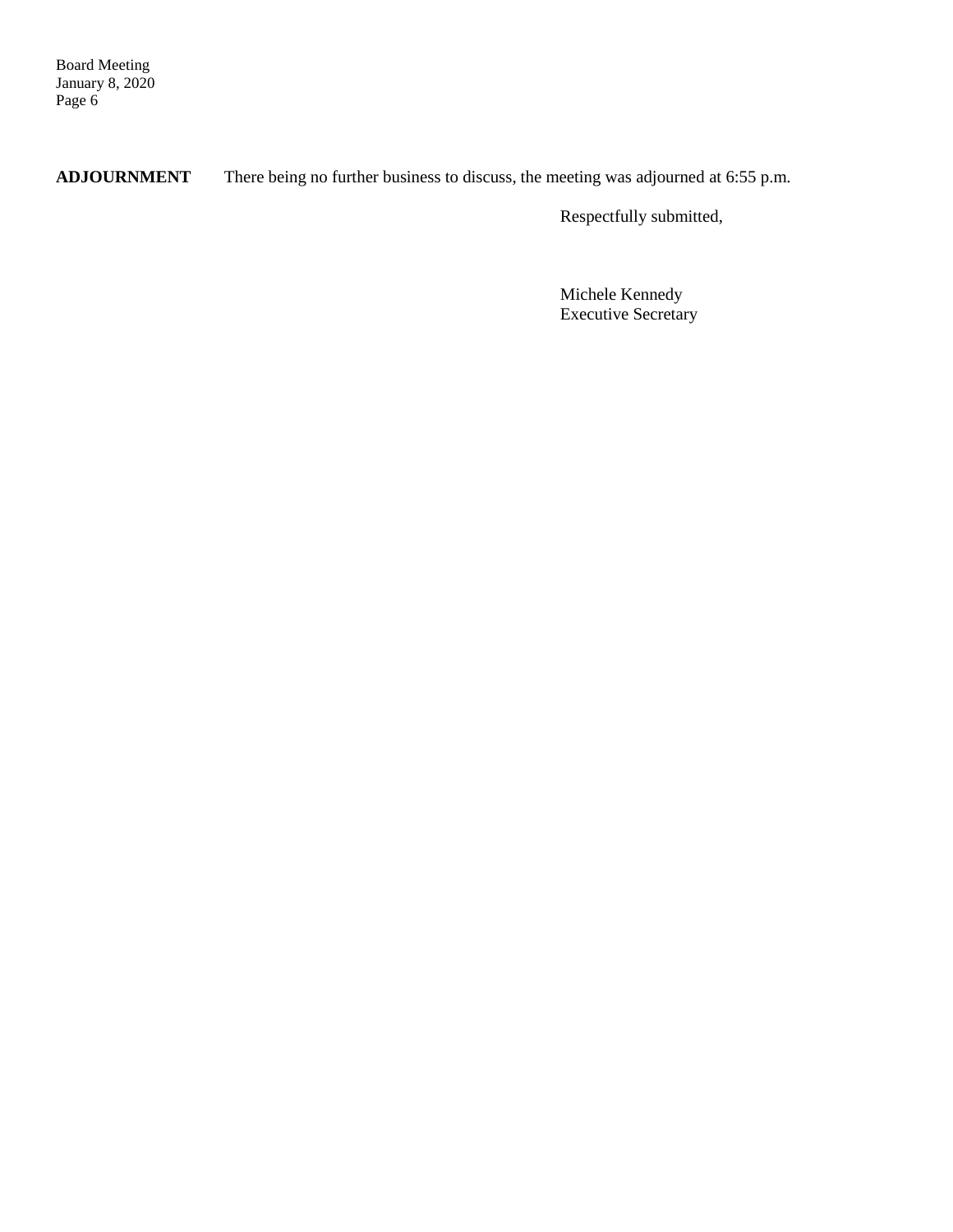**ADJOURNMENT** There being no further business to discuss, the meeting was adjourned at 6:55 p.m.

Respectfully submitted,

Michele Kennedy
Executive Secretary